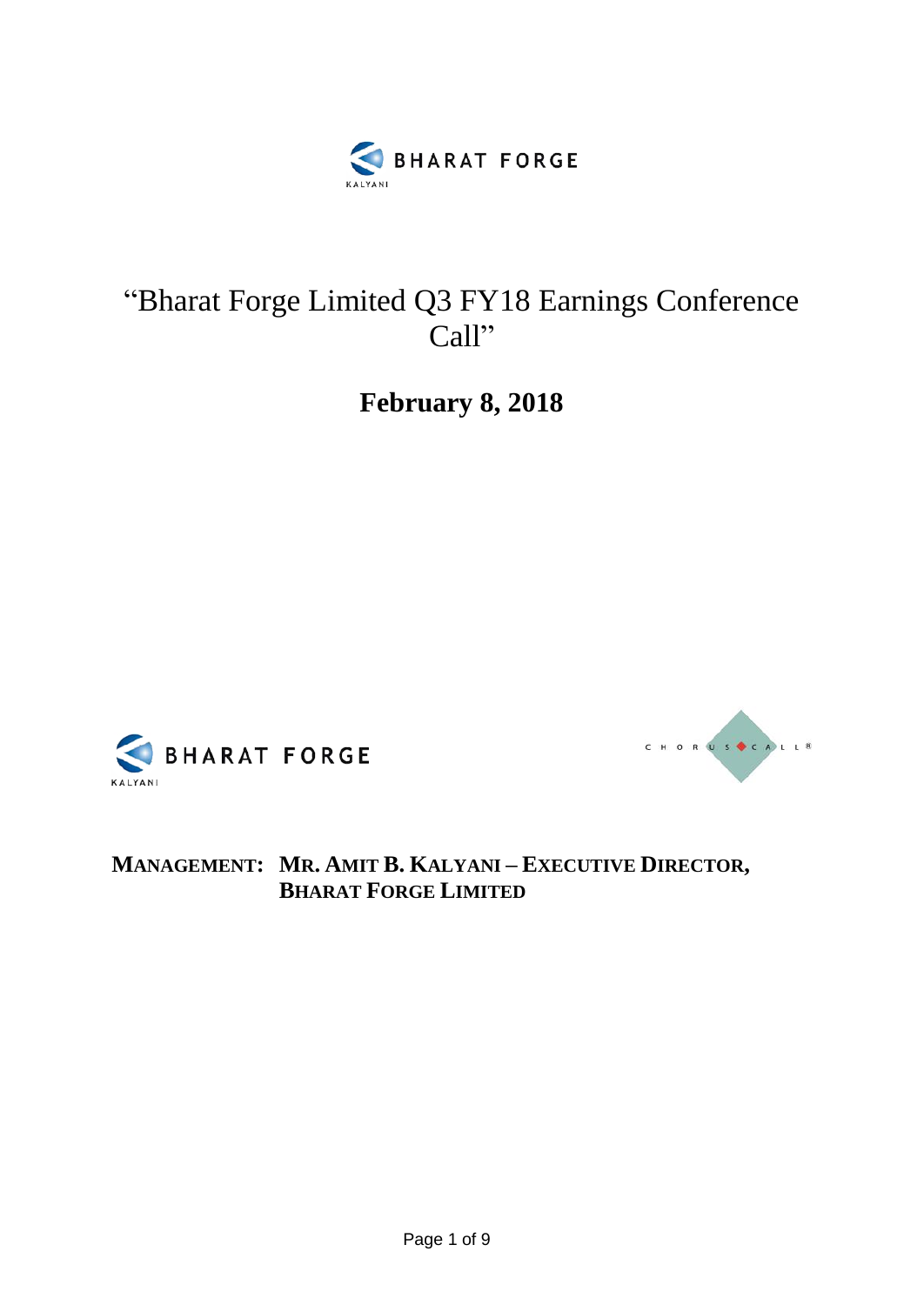# "Bharat Forge Limited Q3 FY18 Earnings Conference Call"

## February 8, 2018

**MANAGEMENT: MR. AMIT B. KALYANI – EXECUTIVE DIRECTOR, BHARAT FORGE LIMITED**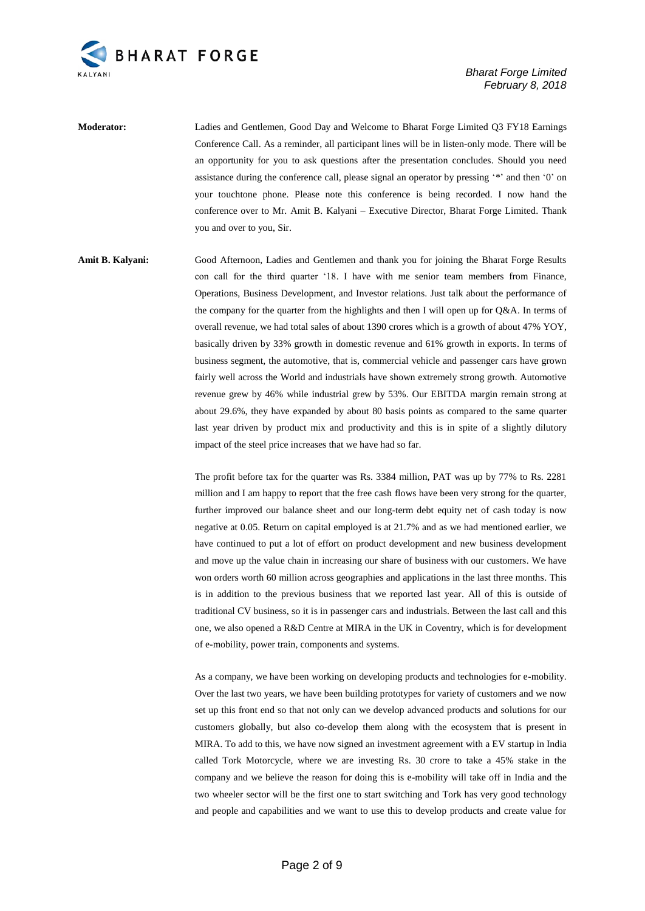**Moderator:** Ladies and Gentlemen, Good Day and Welcome to Bharat Forge Limited Q3 FY18 Earnings Conference Call. As a reminder, all participant lines will be in listen-only mode. There will be an opportunity for you to ask questions after the presentation concludes. Should you need assistance during the conference call, please signal an operator by pressing '*' and then '0' on your touchtone phone. Please note this conference is being recorded. I now hand the conference over to Mr. Amit B. Kalyani – Executive Director, Bharat Forge Limited. Thank you and over to you, Sir.

**Amit B. Kalyani:** Good Afternoon, Ladies and Gentlemen and thank you for joining the Bharat Forge Results con call for the third quarter '18. I have with me senior team members from Finance, Operations, Business Development, and Investor relations. Just talk about the performance of the company for the quarter from the highlights and then I will open up for Q&A. In terms of overall revenue, we had total sales of about 1390 crores which is a growth of about 47% YOY, basically driven by 33% growth in domestic revenue and 61% growth in exports. In terms of business segment, the automotive, that is, commercial vehicle and passenger cars have grown fairly well across the World and industrials have shown extremely strong growth. Automotive revenue grew by 46% while industrial grew by 53%. Our EBITDA margin remain strong at about 29.6%, they have expanded by about 80 basis points as compared to the same quarter last year driven by product mix and productivity and this is in spite of a slightly dilutory impact of the steel price increases that we have had so far.

The profit before tax for the quarter was Rs. 3384 million, PAT was up by 77% to Rs. 2281 million and I am happy to report that the free cash flows have been very strong for the quarter, further improved our balance sheet and our long-term debt equity net of cash today is now negative at 0.05. Return on capital employed is at 21.7% and as we had mentioned earlier, we have continued to put a lot of effort on product development and new business development and move up the value chain in increasing our share of business with our customers. We have won orders worth 60 million across geographies and applications in the last three months. This is in addition to the previous business that we reported last year. All of this is outside of traditional CV business, so it is in passenger cars and industrials. Between the last call and this one, we also opened a R&D Centre at MIRA in the UK in Coventry, which is for development of e-mobility, power train, components and systems.

As a company, we have been working on developing products and technologies for e-mobility. Over the last two years, we have been building prototypes for variety of customers and we now set up this front end so that not only can we develop advanced products and solutions for our customers globally, but also co-develop them along with the ecosystem that is present in MIRA. To add to this, we have now signed an investment agreement with a EV startup in India called Tork Motorcycle, where we are investing Rs. 30 crore to take a 45% stake in the company and we believe the reason for doing this is e-mobility will take off in India and the two wheeler sector will be the first one to start switching and Tork has very good technology and people and capabilities and we want to use this to develop products and create value for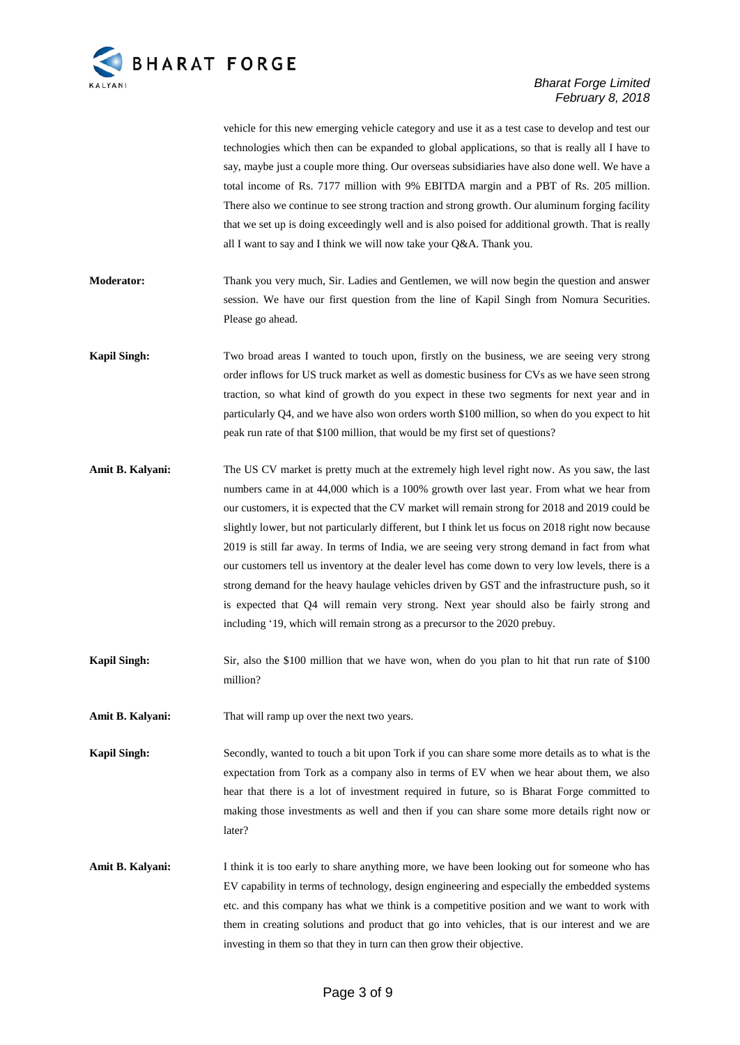vehicle for this new emerging vehicle category and use it as a test case to develop and test our technologies which then can be expanded to global applications, so that is really all I have to say, maybe just a couple more thing. Our overseas subsidiaries have also done well. We have a total income of Rs. 7177 million with 9% EBITDA margin and a PBT of Rs. 205 million. There also we continue to see strong traction and strong growth. Our aluminum forging facility that we set up is doing exceedingly well and is also poised for additional growth. That is really all I want to say and I think we will now take your Q&A. Thank you.

**Moderator:** Thank you very much, Sir. Ladies and Gentlemen, we will now begin the question and answer session. We have our first question from the line of Kapil Singh from Nomura Securities. Please go ahead.

**Kapil Singh:** Two broad areas I wanted to touch upon, firstly on the business, we are seeing very strong order inflows for US truck market as well as domestic business for CVs as we have seen strong traction, so what kind of growth do you expect in these two segments for next year and in particularly Q4, and we have also won orders worth $100 million, so when do you expect to hit peak run rate of that $100 million, that would be my first set of questions?

**Amit B. Kalyani:** The US CV market is pretty much at the extremely high level right now. As you saw, the last numbers came in at 44,000 which is a 100% growth over last year. From what we hear from our customers, it is expected that the CV market will remain strong for 2018 and 2019 could be slightly lower, but not particularly different, but I think let us focus on 2018 right now because 2019 is still far away. In terms of India, we are seeing very strong demand in fact from what our customers tell us inventory at the dealer level has come down to very low levels, there is a strong demand for the heavy haulage vehicles driven by GST and the infrastructure push, so it is expected that Q4 will remain very strong. Next year should also be fairly strong and including '19, which will remain strong as a precursor to the 2020 prebuy.

**Kapil Singh:** Sir, also the $100 million that we have won, when do you plan to hit that run rate of $100 million?

**Amit B. Kalyani:** That will ramp up over the next two years.

**Kapil Singh:** Secondly, wanted to touch a bit upon Tork if you can share some more details as to what is the expectation from Tork as a company also in terms of EV when we hear about them, we also hear that there is a lot of investment required in future, so is Bharat Forge committed to making those investments as well and then if you can share some more details right now or later?

**Amit B. Kalyani:** I think it is too early to share anything more, we have been looking out for someone who has EV capability in terms of technology, design engineering and especially the embedded systems etc. and this company has what we think is a competitive position and we want to work with them in creating solutions and product that go into vehicles, that is our interest and we are investing in them so that they in turn can then grow their objective.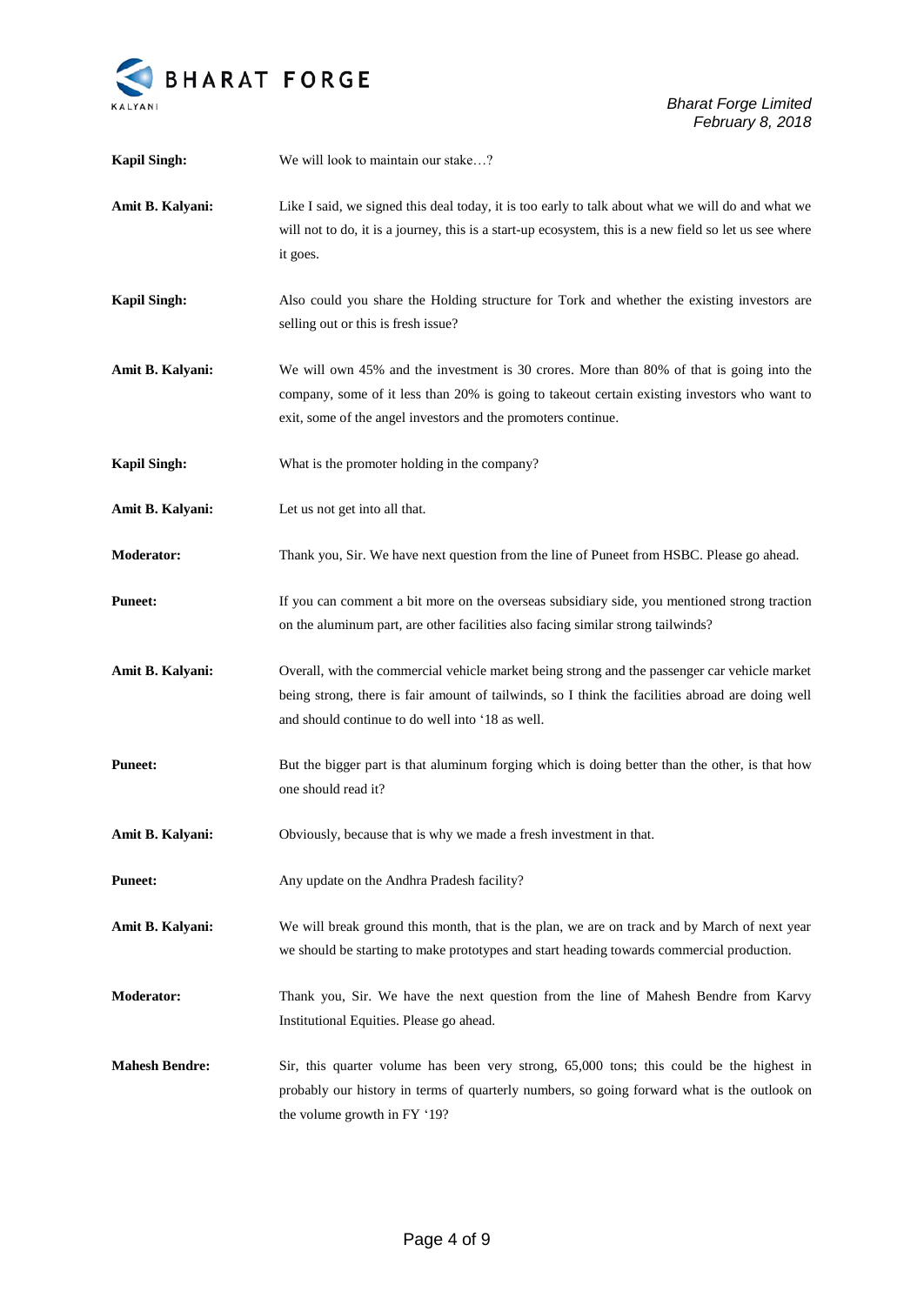**Kapil Singh:** We will look to maintain our stake…?

**Amit B. Kalyani:** Like I said, we signed this deal today, it is too early to talk about what we will do and what we will not to do, it is a journey, this is a start-up ecosystem, this is a new field so let us see where it goes.

**Kapil Singh:** Also could you share the Holding structure for Tork and whether the existing investors are selling out or this is fresh issue?

**Amit B. Kalyani:** We will own 45% and the investment is 30 crores. More than 80% of that is going into the company, some of it less than 20% is going to takeout certain existing investors who want to exit, some of the angel investors and the promoters continue.

**Kapil Singh:** What is the promoter holding in the company?

**Amit B. Kalyani:** Let us not get into all that.

**Moderator:** Thank you, Sir. We have next question from the line of Puneet from HSBC. Please go ahead.

**Puneet:** If you can comment a bit more on the overseas subsidiary side, you mentioned strong traction on the aluminum part, are other facilities also facing similar strong tailwinds?

**Amit B. Kalyani:** Overall, with the commercial vehicle market being strong and the passenger car vehicle market being strong, there is fair amount of tailwinds, so I think the facilities abroad are doing well and should continue to do well into '18 as well.

**Puneet:** But the bigger part is that aluminum forging which is doing better than the other, is that how one should read it?

**Amit B. Kalyani:** Obviously, because that is why we made a fresh investment in that.

**Puneet:** Any update on the Andhra Pradesh facility?

**Amit B. Kalyani:** We will break ground this month, that is the plan, we are on track and by March of next year we should be starting to make prototypes and start heading towards commercial production.

**Moderator:** Thank you, Sir. We have the next question from the line of Mahesh Bendre from Karvy Institutional Equities. Please go ahead.

**Mahesh Bendre:** Sir, this quarter volume has been very strong, 65,000 tons; this could be the highest in probably our history in terms of quarterly numbers, so going forward what is the outlook on the volume growth in FY '19?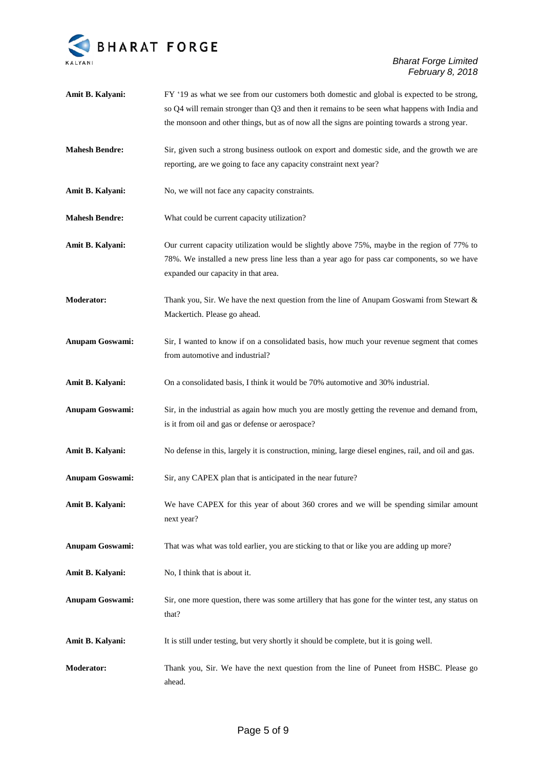**Amit B. Kalyani:** FY '19 as what we see from our customers both domestic and global is expected to be strong, so Q4 will remain stronger than Q3 and then it remains to be seen what happens with India and the monsoon and other things, but as of now all the signs are pointing towards a strong year.

**Mahesh Bendre:** Sir, given such a strong business outlook on export and domestic side, and the growth we are reporting, are we going to face any capacity constraint next year?

**Amit B. Kalyani:** No, we will not face any capacity constraints.

**Mahesh Bendre:** What could be current capacity utilization?

**Amit B. Kalyani:** Our current capacity utilization would be slightly above 75%, maybe in the region of 77% to 78%. We installed a new press line less than a year ago for pass car components, so we have expanded our capacity in that area.

**Moderator:** Thank you, Sir. We have the next question from the line of Anupam Goswami from Stewart & Mackertich. Please go ahead.

**Anupam Goswami:** Sir, I wanted to know if on a consolidated basis, how much your revenue segment that comes from automotive and industrial?

**Amit B. Kalyani:** On a consolidated basis, I think it would be 70% automotive and 30% industrial.

**Anupam Goswami:** Sir, in the industrial as again how much you are mostly getting the revenue and demand from, is it from oil and gas or defense or aerospace?

**Amit B. Kalyani:** No defense in this, largely it is construction, mining, large diesel engines, rail, and oil and gas.

**Anupam Goswami:** Sir, any CAPEX plan that is anticipated in the near future?

**Amit B. Kalyani:** We have CAPEX for this year of about 360 crores and we will be spending similar amount next year?

**Anupam Goswami:** That was what was told earlier, you are sticking to that or like you are adding up more?

**Amit B. Kalyani:** No, I think that is about it.

**Anupam Goswami:** Sir, one more question, there was some artillery that has gone for the winter test, any status on that?

**Amit B. Kalyani:** It is still under testing, but very shortly it should be complete, but it is going well.

**Moderator:** Thank you, Sir. We have the next question from the line of Puneet from HSBC. Please go ahead.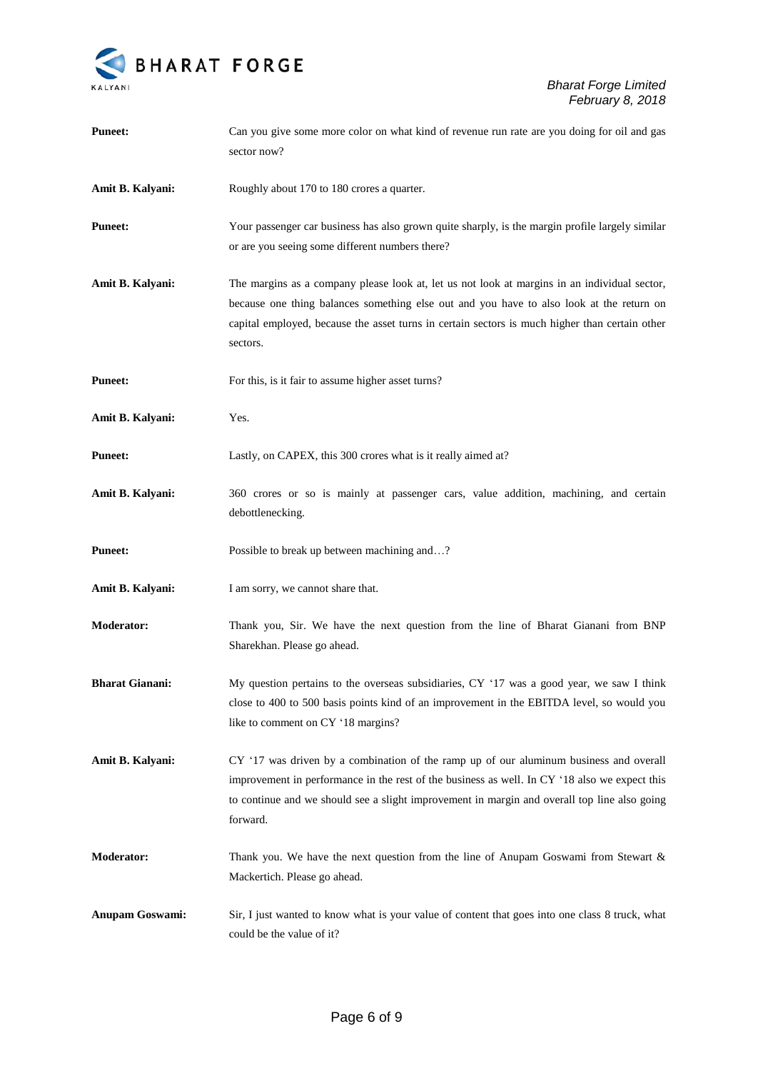**Puneet:** Can you give some more color on what kind of revenue run rate are you doing for oil and gas sector now?

**Amit B. Kalyani:** Roughly about 170 to 180 crores a quarter.

**Puneet:** Your passenger car business has also grown quite sharply, is the margin profile largely similar or are you seeing some different numbers there?

**Amit B. Kalyani:** The margins as a company please look at, let us not look at margins in an individual sector, because one thing balances something else out and you have to also look at the return on capital employed, because the asset turns in certain sectors is much higher than certain other sectors.

**Puneet:** For this, is it fair to assume higher asset turns?

**Amit B. Kalyani:** Yes.

**Puneet:** Lastly, on CAPEX, this 300 crores what is it really aimed at?

**Amit B. Kalyani:** 360 crores or so is mainly at passenger cars, value addition, machining, and certain debottlenecking.

**Puneet:** Possible to break up between machining and…?

**Amit B. Kalyani:** I am sorry, we cannot share that.

**Moderator:** Thank you, Sir. We have the next question from the line of Bharat Gianani from BNP Sharekhan. Please go ahead.

**Bharat Gianani:** My question pertains to the overseas subsidiaries, CY '17 was a good year, we saw I think close to 400 to 500 basis points kind of an improvement in the EBITDA level, so would you like to comment on CY '18 margins?

**Amit B. Kalyani:** CY '17 was driven by a combination of the ramp up of our aluminum business and overall improvement in performance in the rest of the business as well. In CY '18 also we expect this to continue and we should see a slight improvement in margin and overall top line also going forward.

**Moderator:** Thank you. We have the next question from the line of Anupam Goswami from Stewart & Mackertich. Please go ahead.

**Anupam Goswami:** Sir, I just wanted to know what is your value of content that goes into one class 8 truck, what could be the value of it?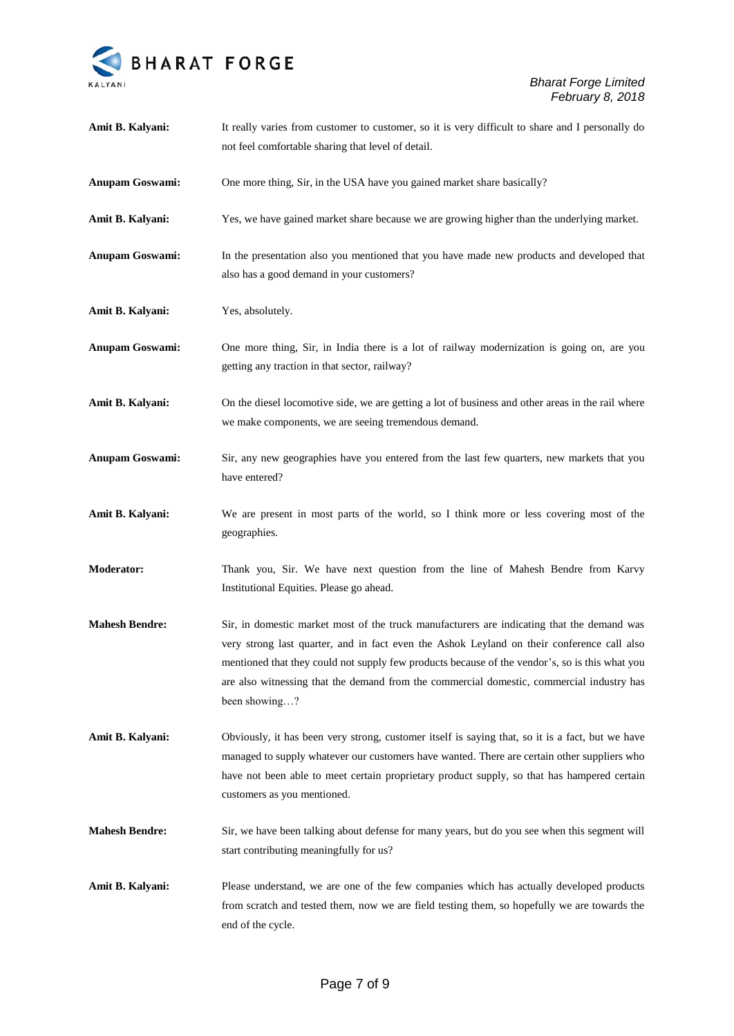**Amit B. Kalyani:** It really varies from customer to customer, so it is very difficult to share and I personally do not feel comfortable sharing that level of detail.

**Anupam Goswami:** One more thing, Sir, in the USA have you gained market share basically?

**Amit B. Kalyani:** Yes, we have gained market share because we are growing higher than the underlying market.

**Anupam Goswami:** In the presentation also you mentioned that you have made new products and developed that also has a good demand in your customers?

**Amit B. Kalyani:** Yes, absolutely.

**Anupam Goswami:** One more thing, Sir, in India there is a lot of railway modernization is going on, are you getting any traction in that sector, railway?

**Amit B. Kalyani:** On the diesel locomotive side, we are getting a lot of business and other areas in the rail where we make components, we are seeing tremendous demand.

**Anupam Goswami:** Sir, any new geographies have you entered from the last few quarters, new markets that you have entered?

**Amit B. Kalyani:** We are present in most parts of the world, so I think more or less covering most of the geographies.

**Moderator:** Thank you, Sir. We have next question from the line of Mahesh Bendre from Karvy Institutional Equities. Please go ahead.

**Mahesh Bendre:** Sir, in domestic market most of the truck manufacturers are indicating that the demand was very strong last quarter, and in fact even the Ashok Leyland on their conference call also mentioned that they could not supply few products because of the vendor's, so is this what you are also witnessing that the demand from the commercial domestic, commercial industry has been showing…?

**Amit B. Kalyani:** Obviously, it has been very strong, customer itself is saying that, so it is a fact, but we have managed to supply whatever our customers have wanted. There are certain other suppliers who have not been able to meet certain proprietary product supply, so that has hampered certain customers as you mentioned.

**Mahesh Bendre:** Sir, we have been talking about defense for many years, but do you see when this segment will start contributing meaningfully for us?

**Amit B. Kalyani:** Please understand, we are one of the few companies which has actually developed products from scratch and tested them, now we are field testing them, so hopefully we are towards the end of the cycle.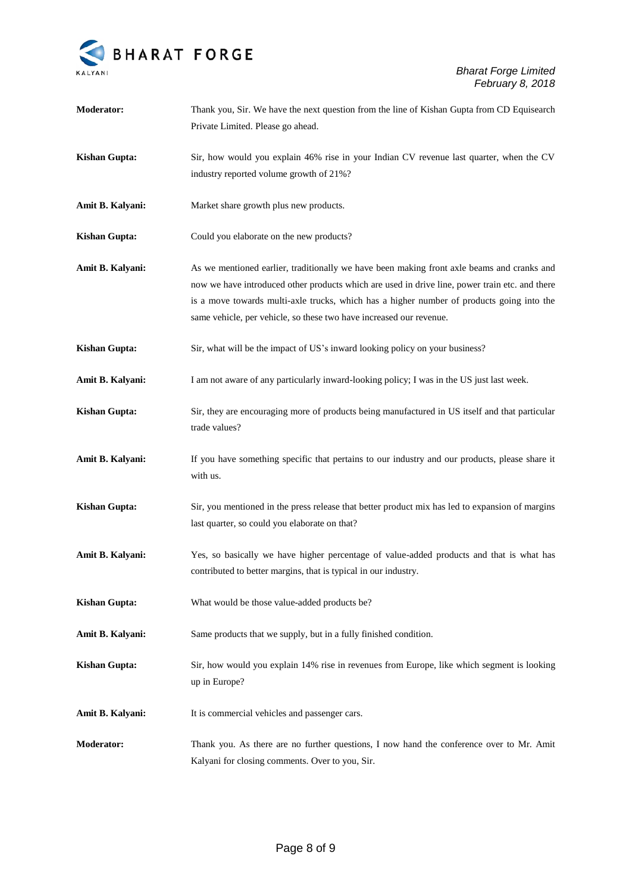**Moderator:** Thank you, Sir. We have the next question from the line of Kishan Gupta from CD Equisearch Private Limited. Please go ahead.

**Kishan Gupta:** Sir, how would you explain 46% rise in your Indian CV revenue last quarter, when the CV industry reported volume growth of 21%?

**Amit B. Kalyani:** Market share growth plus new products.

**Kishan Gupta:** Could you elaborate on the new products?

**Amit B. Kalyani:** As we mentioned earlier, traditionally we have been making front axle beams and cranks and now we have introduced other products which are used in drive line, power train etc. and there is a move towards multi-axle trucks, which has a higher number of products going into the same vehicle, per vehicle, so these two have increased our revenue.

**Kishan Gupta:** Sir, what will be the impact of US's inward looking policy on your business?

**Amit B. Kalyani:** I am not aware of any particularly inward-looking policy; I was in the US just last week.

**Kishan Gupta:** Sir, they are encouraging more of products being manufactured in US itself and that particular trade values?

**Amit B. Kalyani:** If you have something specific that pertains to our industry and our products, please share it with us.

**Kishan Gupta:** Sir, you mentioned in the press release that better product mix has led to expansion of margins last quarter, so could you elaborate on that?

**Amit B. Kalyani:** Yes, so basically we have higher percentage of value-added products and that is what has contributed to better margins, that is typical in our industry.

**Kishan Gupta:** What would be those value-added products be?

**Amit B. Kalyani:** Same products that we supply, but in a fully finished condition.

**Kishan Gupta:** Sir, how would you explain 14% rise in revenues from Europe, like which segment is looking up in Europe?

**Amit B. Kalyani:** It is commercial vehicles and passenger cars.

**Moderator:** Thank you. As there are no further questions, I now hand the conference over to Mr. Amit Kalyani for closing comments. Over to you, Sir.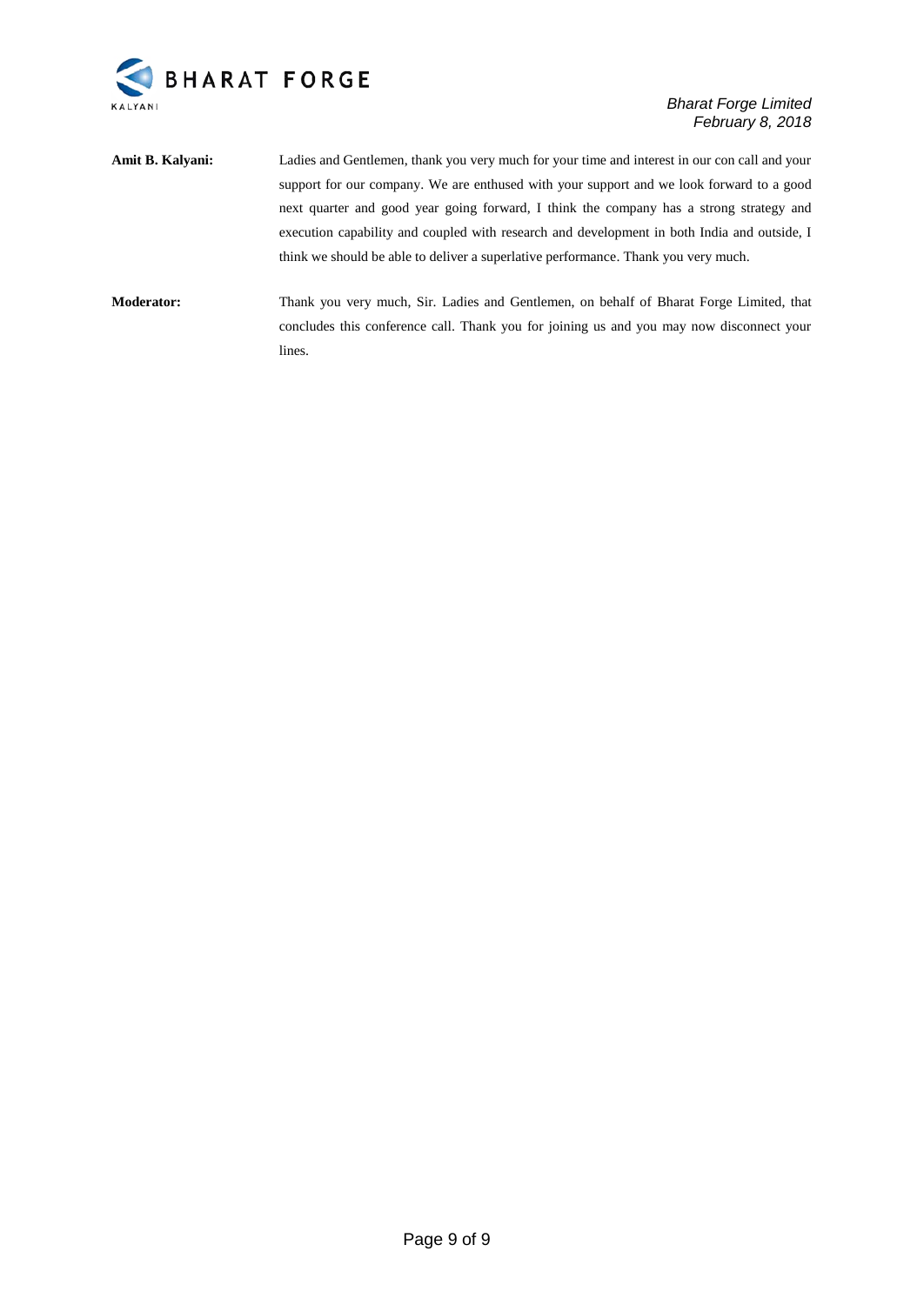**Amit B. Kalyani:** Ladies and Gentlemen, thank you very much for your time and interest in our con call and your support for our company. We are enthused with your support and we look forward to a good next quarter and good year going forward, I think the company has a strong strategy and execution capability and coupled with research and development in both India and outside, I think we should be able to deliver a superlative performance. Thank you very much.

**Moderator:** Thank you very much, Sir. Ladies and Gentlemen, on behalf of Bharat Forge Limited, that concludes this conference call. Thank you for joining us and you may now disconnect your lines.